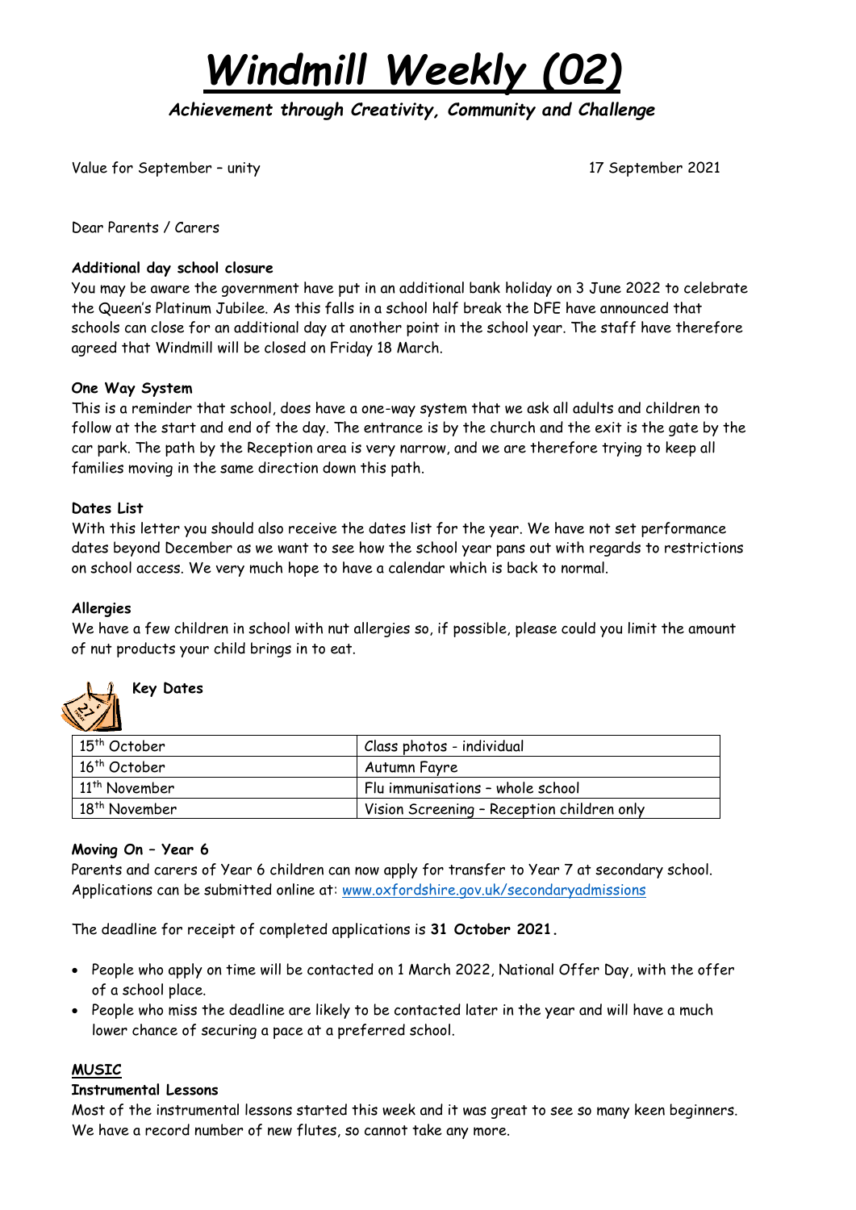# *Windmill Weekly (02)*

***Achievement through Creativity, Community and Challenge***

Value for September – unity

17 September 2021

Dear Parents / Carers

**Additional day school closure**

You may be aware the government have put in an additional bank holiday on 3 June 2022 to celebrate the Queen's Platinum Jubilee. As this falls in a school half break the DFE have announced that schools can close for an additional day at another point in the school year. The staff have therefore agreed that Windmill will be closed on Friday 18 March.

**One Way System**

This is a reminder that school, does have a one-way system that we ask all adults and children to follow at the start and end of the day. The entrance is by the church and the exit is the gate by the car park. The path by the Reception area is very narrow, and we are therefore trying to keep all families moving in the same direction down this path.

**Dates List**

With this letter you should also receive the dates list for the year. We have not set performance dates beyond December as we want to see how the school year pans out with regards to restrictions on school access. We very much hope to have a calendar which is back to normal.

**Allergies**

We have a few children in school with nut allergies so, if possible, please could you limit the amount of nut products your child brings in to eat.

**Key Dates**

| | |
|---|---|
| 15th October | Class photos - individual |
| 16th October | Autumn Fayre |
| 11th November | Flu immunisations – whole school |
| 18th November | Vision Screening – Reception children only |

**Moving On – Year 6**

Parents and carers of Year 6 children can now apply for transfer to Year 7 at secondary school. Applications can be submitted online at: [www.oxfordshire.gov.uk/secondaryadmissions](http://www.oxfordshire.gov.uk/secondaryadmissions)

The deadline for receipt of completed applications is **31 October 2021.**

- People who apply on time will be contacted on 1 March 2022, National Offer Day, with the offer of a school place.
- People who miss the deadline are likely to be contacted later in the year and will have a much lower chance of securing a pace at a preferred school.

**MUSIC**

**Instrumental Lessons**

Most of the instrumental lessons started this week and it was great to see so many keen beginners. We have a record number of new flutes, so cannot take any more.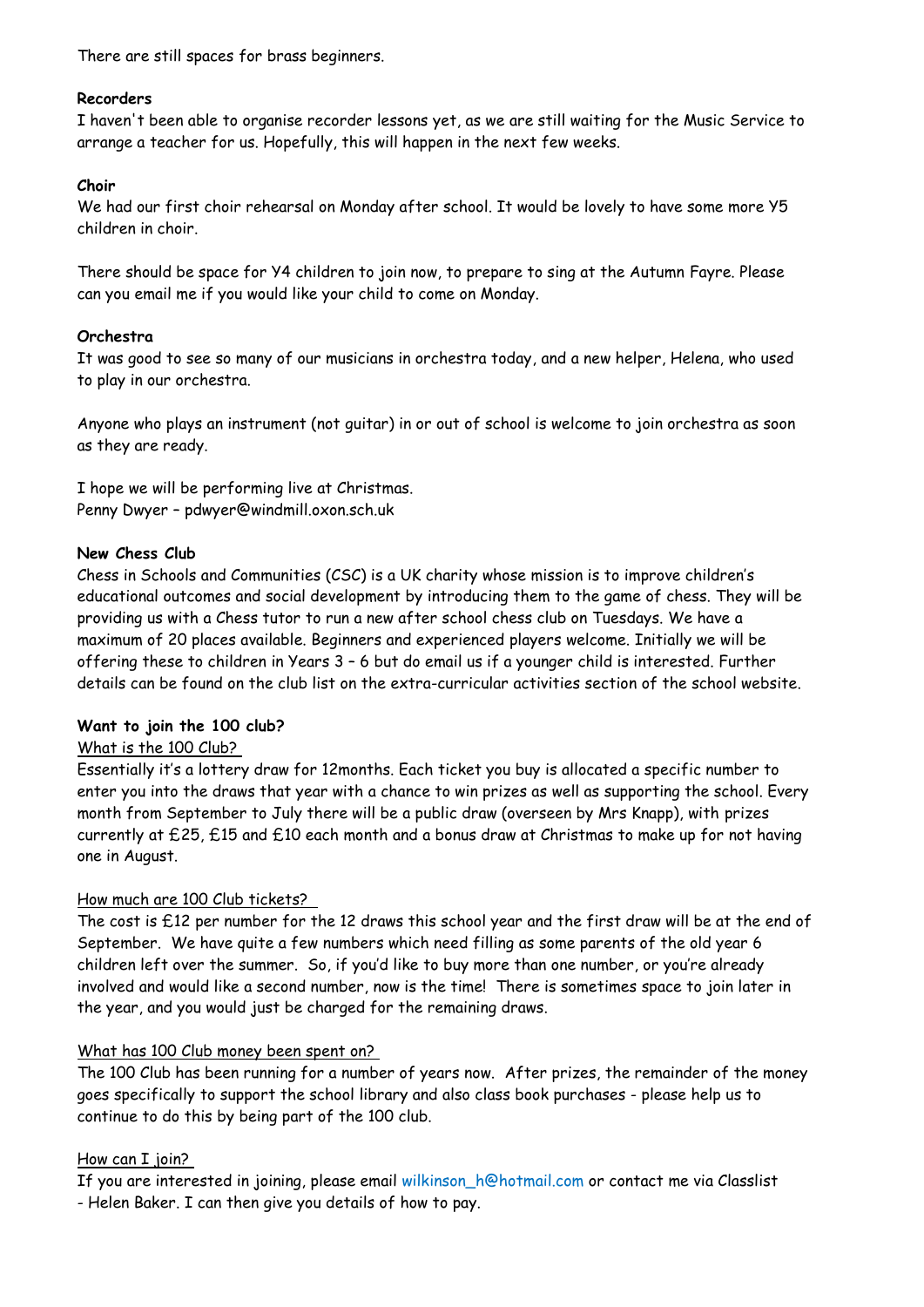There are still spaces for brass beginners.

**Recorders**

I haven't been able to organise recorder lessons yet, as we are still waiting for the Music Service to arrange a teacher for us. Hopefully, this will happen in the next few weeks.

**Choir**

We had our first choir rehearsal on Monday after school. It would be lovely to have some more Y5 children in choir.

There should be space for Y4 children to join now, to prepare to sing at the Autumn Fayre. Please can you email me if you would like your child to come on Monday.

**Orchestra**

It was good to see so many of our musicians in orchestra today, and a new helper, Helena, who used to play in our orchestra.

Anyone who plays an instrument (not guitar) in or out of school is welcome to join orchestra as soon as they are ready.

I hope we will be performing live at Christmas.
Penny Dwyer – pdwyer@windmill.oxon.sch.uk

**New Chess Club**

Chess in Schools and Communities (CSC) is a UK charity whose mission is to improve children's educational outcomes and social development by introducing them to the game of chess. They will be providing us with a Chess tutor to run a new after school chess club on Tuesdays. We have a maximum of 20 places available. Beginners and experienced players welcome. Initially we will be offering these to children in Years 3 – 6 but do email us if a younger child is interested. Further details can be found on the club list on the extra-curricular activities section of the school website.

**Want to join the 100 club?**

What is the 100 Club?

Essentially it's a lottery draw for 12months. Each ticket you buy is allocated a specific number to enter you into the draws that year with a chance to win prizes as well as supporting the school. Every month from September to July there will be a public draw (overseen by Mrs Knapp), with prizes currently at £25, £15 and £10 each month and a bonus draw at Christmas to make up for not having one in August.

How much are 100 Club tickets?

The cost is £12 per number for the 12 draws this school year and the first draw will be at the end of September. We have quite a few numbers which need filling as some parents of the old year 6 children left over the summer. So, if you'd like to buy more than one number, or you're already involved and would like a second number, now is the time! There is sometimes space to join later in the year, and you would just be charged for the remaining draws.

What has 100 Club money been spent on?

The 100 Club has been running for a number of years now. After prizes, the remainder of the money goes specifically to support the school library and also class book purchases - please help us to continue to do this by being part of the 100 club.

How can I join?

If you are interested in joining, please email wilkinson_h@hotmail.com or contact me via Classlist - Helen Baker. I can then give you details of how to pay.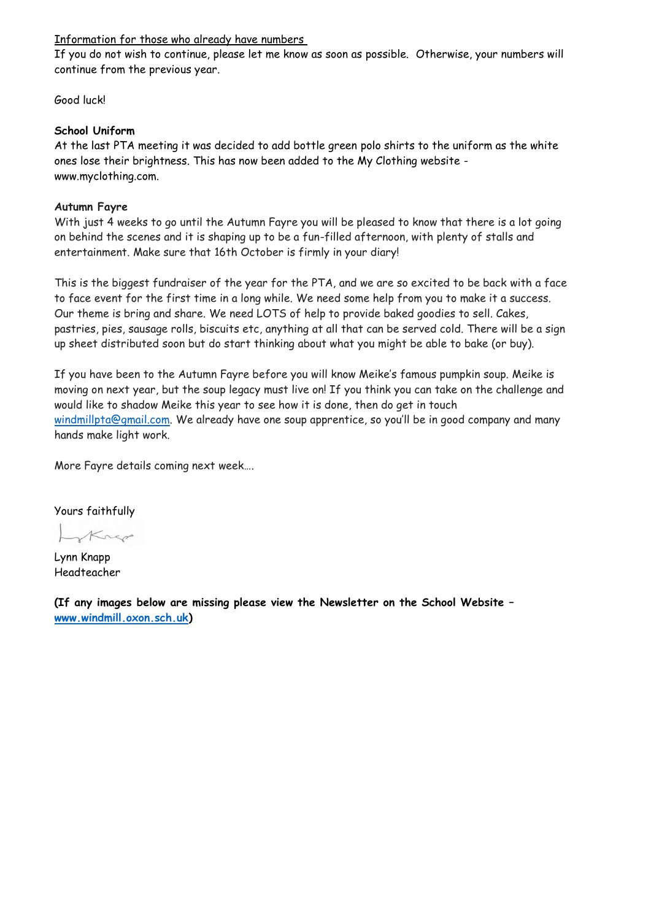Information for those who already have numbers

If you do not wish to continue, please let me know as soon as possible. Otherwise, your numbers will continue from the previous year.

Good luck!

**School Uniform**

At the last PTA meeting it was decided to add bottle green polo shirts to the uniform as the white ones lose their brightness. This has now been added to the My Clothing website - www.myclothing.com.

**Autumn Fayre**

With just 4 weeks to go until the Autumn Fayre you will be pleased to know that there is a lot going on behind the scenes and it is shaping up to be a fun-filled afternoon, with plenty of stalls and entertainment. Make sure that 16th October is firmly in your diary!

This is the biggest fundraiser of the year for the PTA, and we are so excited to be back with a face to face event for the first time in a long while. We need some help from you to make it a success. Our theme is bring and share. We need LOTS of help to provide baked goodies to sell. Cakes, pastries, pies, sausage rolls, biscuits etc, anything at all that can be served cold. There will be a sign up sheet distributed soon but do start thinking about what you might be able to bake (or buy).

If you have been to the Autumn Fayre before you will know Meike's famous pumpkin soup. Meike is moving on next year, but the soup legacy must live on! If you think you can take on the challenge and would like to shadow Meike this year to see how it is done, then do get in touch windmillpta@gmail.com. We already have one soup apprentice, so you'll be in good company and many hands make light work.

More Fayre details coming next week….

Yours faithfully

Lynn Knapp
Headteacher

**(If any images below are missing please view the Newsletter on the School Website – www.windmill.oxon.sch.uk)**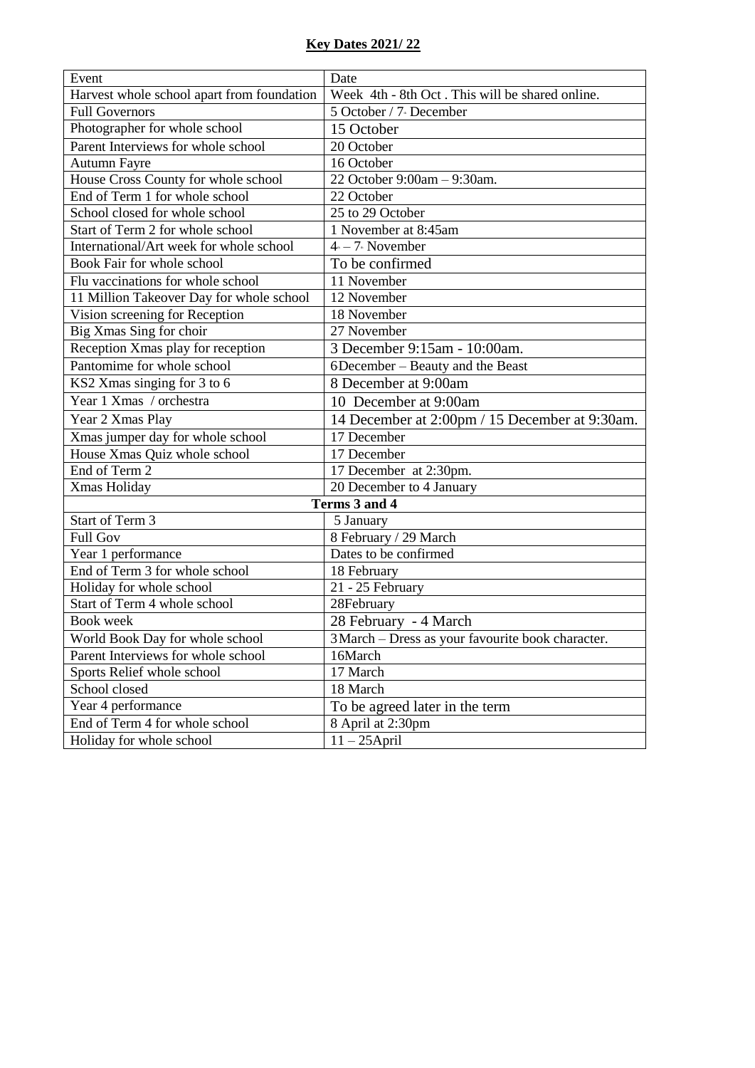**Key Dates 2021/ 22**

| Event | Date |
|---|---|
| Harvest whole school apart from foundation | Week 4th - 8th Oct . This will be shared online. |
| Full Governors | 5 October / 7th December |
| Photographer for whole school | 15 October |
| Parent Interviews for whole school | 20 October |
| Autumn Fayre | 16 October |
| House Cross County for whole school | 22 October 9:00am – 9:30am. |
| End of Term 1 for whole school | 22 October |
| School closed for whole school | 25 to 29 October |
| Start of Term 2 for whole school | 1 November at 8:45am |
| International/Art week for whole school | 4th – 7th November |
| Book Fair for whole school | To be confirmed |
| Flu vaccinations for whole school | 11 November |
| 11 Million Takeover Day for whole school | 12 November |
| Vision screening for Reception | 18 November |
| Big Xmas Sing for choir | 27 November |
| Reception Xmas play for reception | 3 December 9:15am - 10:00am. |
| Pantomime for whole school | 6December – Beauty and the Beast |
| KS2 Xmas singing for 3 to 6 | 8 December at 9:00am |
| Year 1 Xmas / orchestra | 10 December at 9:00am |
| Year 2 Xmas Play | 14 December at 2:00pm / 15 December at 9:30am. |
| Xmas jumper day for whole school | 17 December |
| House Xmas Quiz whole school | 17 December |
| End of Term 2 | 17 December at 2:30pm. |
| Xmas Holiday | 20 December to 4 January |
| **Terms 3 and 4** | |
| Start of Term 3 | 5 January |
| Full Gov | 8 February / 29 March |
| Year 1 performance | Dates to be confirmed |
| End of Term 3 for whole school | 18 February |
| Holiday for whole school | 21 - 25 February |
| Start of Term 4 whole school | 28February |
| Book week | 28 February - 4 March |
| World Book Day for whole school | 3March – Dress as your favourite book character. |
| Parent Interviews for whole school | 16March |
| Sports Relief whole school | 17 March |
| School closed | 18 March |
| Year 4 performance | To be agreed later in the term |
| End of Term 4 for whole school | 8 April at 2:30pm |
| Holiday for whole school | 11 – 25April |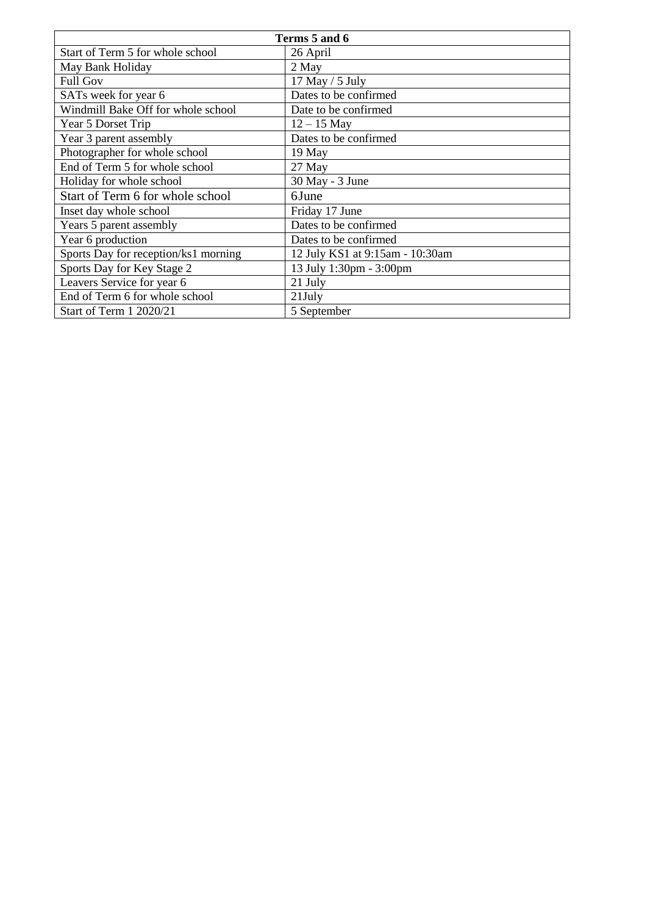| Terms 5 and 6 | |
|---|---|
| Start of Term 5 for whole school | 26 April |
| May Bank Holiday | 2 May |
| Full Gov | 17 May / 5 July |
| SATs week for year 6 | Dates to be confirmed |
| Windmill Bake Off for whole school | Date to be confirmed |
| Year 5 Dorset Trip | 12 – 15 May |
| Year 3 parent assembly | Dates to be confirmed |
| Photographer for whole school | 19 May |
| End of Term 5 for whole school | 27 May |
| Holiday for whole school | 30 May - 3 June |
| Start of Term 6 for whole school | 6June |
| Inset day whole school | Friday 17 June |
| Years 5 parent assembly | Dates to be confirmed |
| Year 6 production | Dates to be confirmed |
| Sports Day for reception/ks1 morning | 12 July KS1 at 9:15am - 10:30am |
| Sports Day for Key Stage 2 | 13 July 1:30pm - 3:00pm |
| Leavers Service for year 6 | 21 July |
| End of Term 6 for whole school | 21July |
| Start of Term 1 2020/21 | 5 September |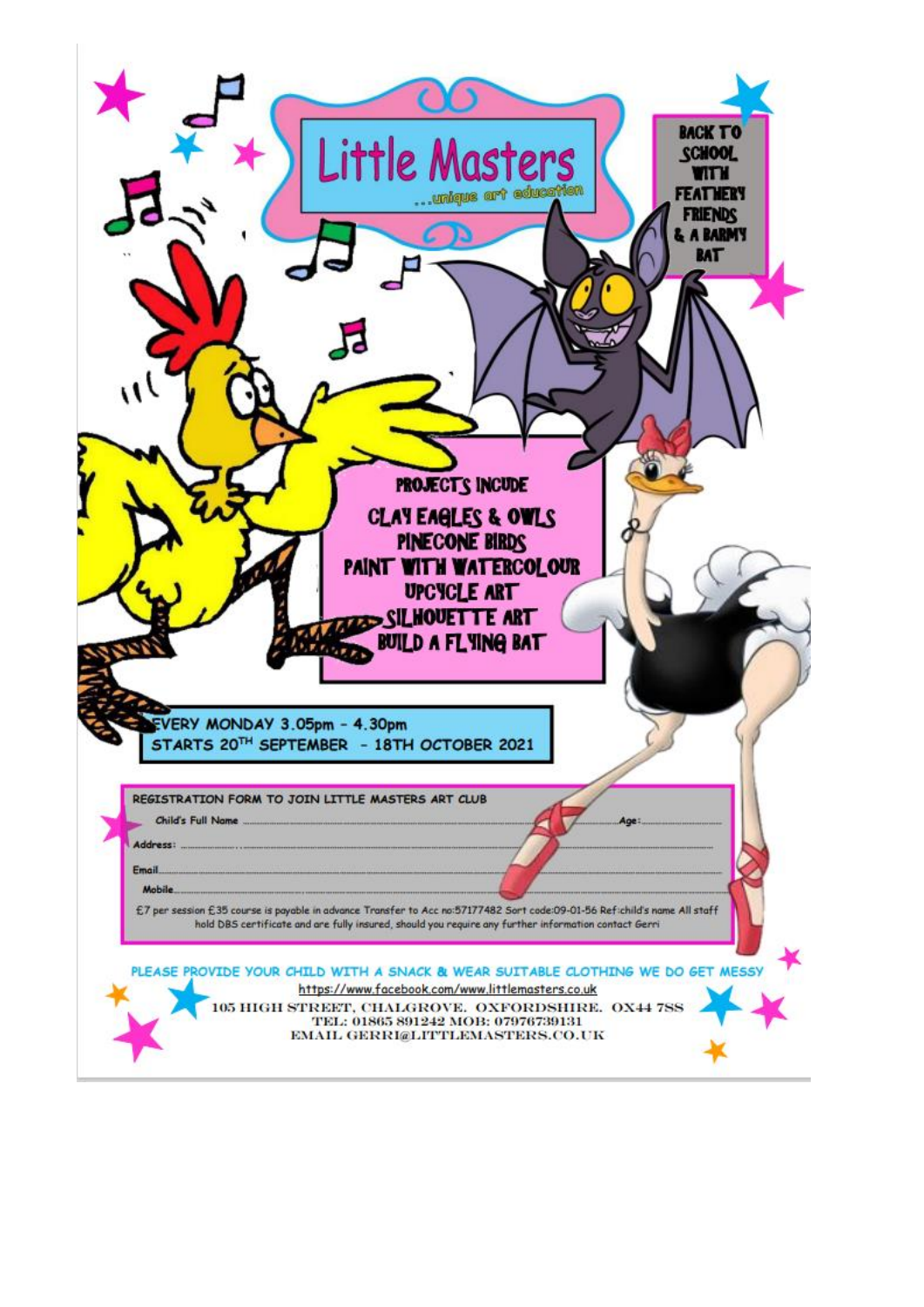# Little Masters

*...unique art education*

BACK TO SCHOOL WITH FEATHERY FRIENDS & A BARMY BAT

**PROJECTS INCUDE**

- CLAY EAGLES & OWLS
- PINECONE BIRDS
- PAINT WITH WATERCOLOUR
- UPCYCLE ART
- SILHOUETTE ART
- BUILD A FLYING BAT

**EVERY MONDAY 3.05pm – 4.30pm**
**STARTS 20TH SEPTEMBER – 18TH OCTOBER 2021**

## REGISTRATION FORM TO JOIN LITTLE MASTERS ART CLUB

Child's Full Name .................................................. Age: ..........

Address: ..................................................

Email ..................................................

Mobile ..................................................

£7 per session £35 course is payable in advance Transfer to Acc no:57177482 Sort code:09-01-56 Ref:child's name All staff hold DBS certificate and are fully insured, should you require any further information contact Gerri

PLEASE PROVIDE YOUR CHILD WITH A SNACK & WEAR SUITABLE CLOTHING WE DO GET MESSY

https://www.facebook.com/www.littlemasters.co.uk

105 HIGH STREET, CHALGROVE. OXFORDSHIRE. OX44 7SS
TEL: 01865 891242 MOB: 07976739131
EMAIL GERRI@LITTLEMASTERS.CO.UK